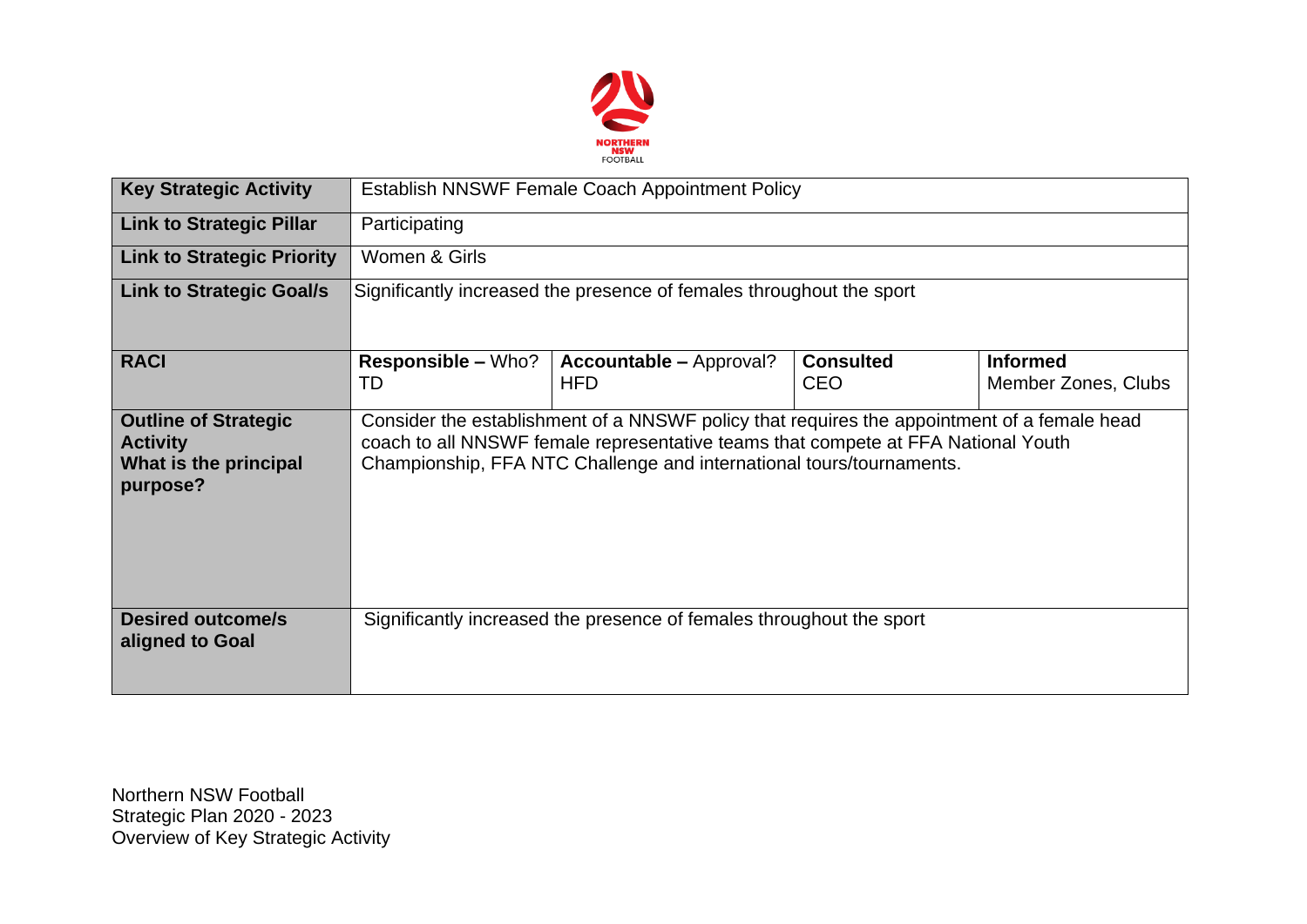NORTHERN NSW FOOTBALL

| Key Strategic Activity | Establish NNSWF Female Coach Appointment Policy | | | |
|---|---|---|---|---|
| **Link to Strategic Pillar** | Participating | | | |
| **Link to Strategic Priority** | Women & Girls | | | |
| **Link to Strategic Goal/s** | Significantly increased the presence of females throughout the sport | | | |
| **RACI** | **Responsible –** Who? TD | **Accountable –** Approval? HFD | **Consulted** CEO | **Informed** Member Zones, Clubs |
| **Outline of Strategic Activity What is the principal purpose?** | Consider the establishment of a NNSWF policy that requires the appointment of a female head coach to all NNSWF female representative teams that compete at FFA National Youth Championship, FFA NTC Challenge and international tours/tournaments. | | | |
| **Desired outcome/s aligned to Goal** | Significantly increased the presence of females throughout the sport | | | |

Northern NSW Football
Strategic Plan 2020 - 2023
Overview of Key Strategic Activity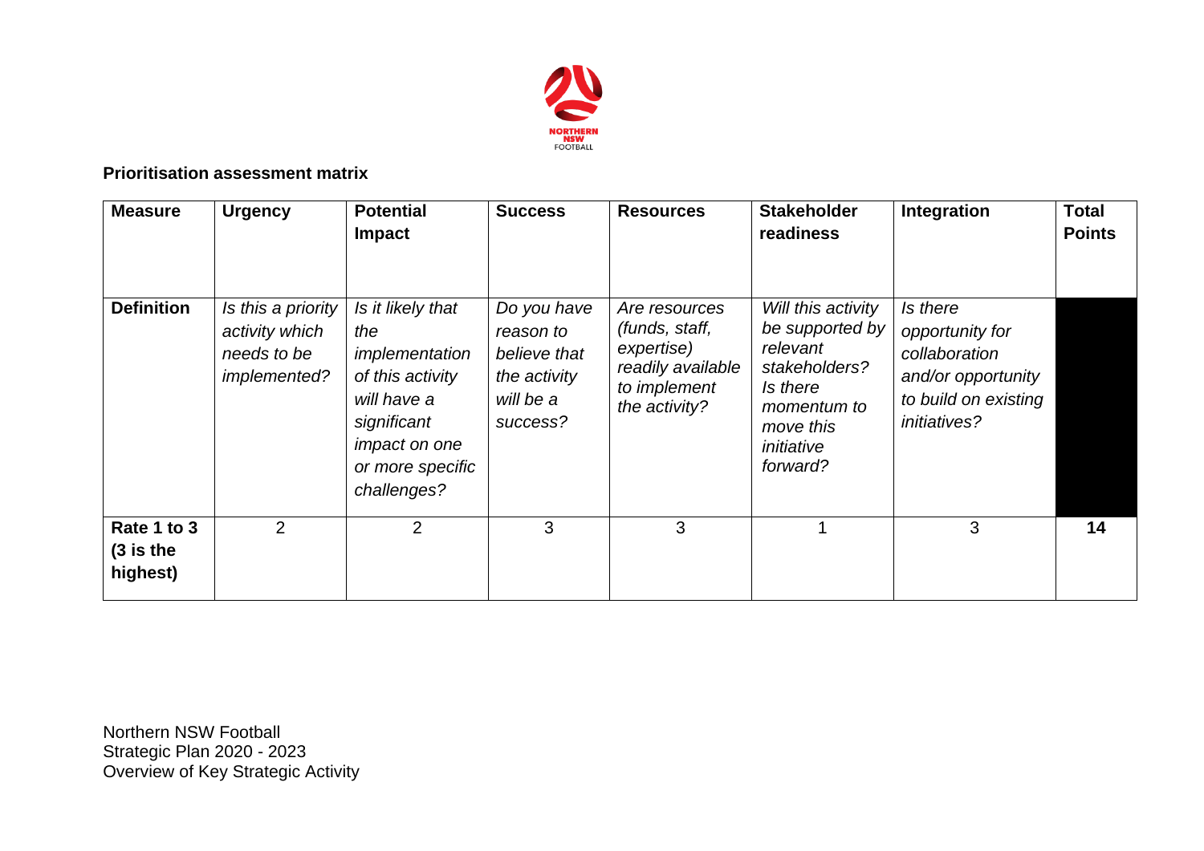**Prioritisation assessment matrix**

| Measure | Urgency | Potential Impact | Success | Resources | Stakeholder readiness | Integration | Total Points |
|---|---|---|---|---|---|---|---|
| **Definition** | *Is this a priority activity which needs to be implemented?* | *Is it likely that the implementation of this activity will have a significant impact on one or more specific challenges?* | *Do you have reason to believe that the activity will be a success?* | *Are resources (funds, staff, expertise) readily available to implement the activity?* | *Will this activity be supported by relevant stakeholders? Is there momentum to move this initiative forward?* | *Is there opportunity for collaboration and/or opportunity to build on existing initiatives?* | |
| **Rate 1 to 3 (3 is the highest)** | 2 | 2 | 3 | 3 | 1 | 3 | **14** |

Northern NSW Football
Strategic Plan 2020 - 2023
Overview of Key Strategic Activity